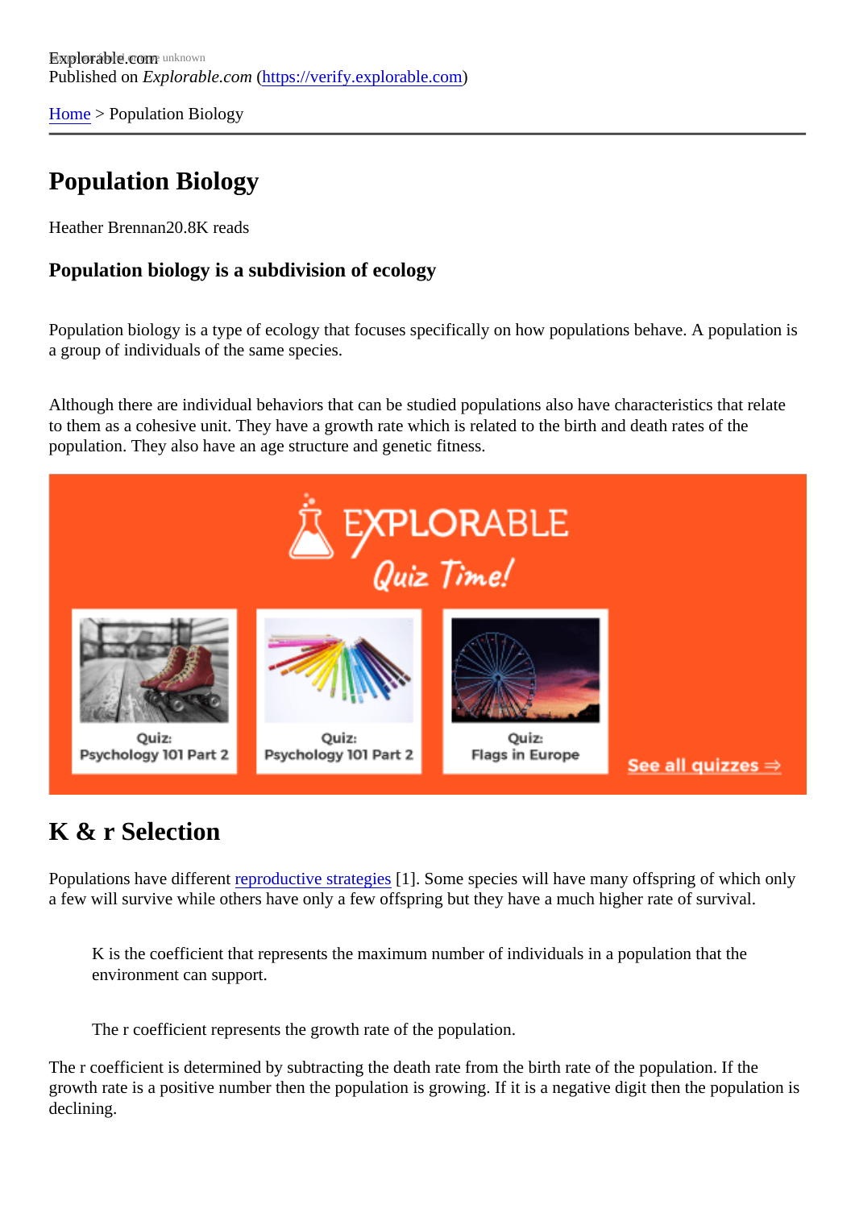Explorable.com
Published on *Explorable.com* (https://verify.explorable.com)

Home > Population Biology

# Population Biology

Heather Brennan20.8K reads

### Population biology is a subdivision of ecology

Population biology is a type of ecology that focuses specifically on how populations behave. A population is a group of individuals of the same species.

Although there are individual behaviors that can be studied populations also have characteristics that relate to them as a cohesive unit. They have a growth rate which is related to the birth and death rates of the population. They also have an age structure and genetic fitness.

## K & r Selection

Populations have different reproductive strategies [1]. Some species will have many offspring of which only a few will survive while others have only a few offspring but they have a much higher rate of survival.

> K is the coefficient that represents the maximum number of individuals in a population that the environment can support.
>
> The r coefficient represents the growth rate of the population.

The r coefficient is determined by subtracting the death rate from the birth rate of the population. If the growth rate is a positive number then the population is growing. If it is a negative digit then the population is declining.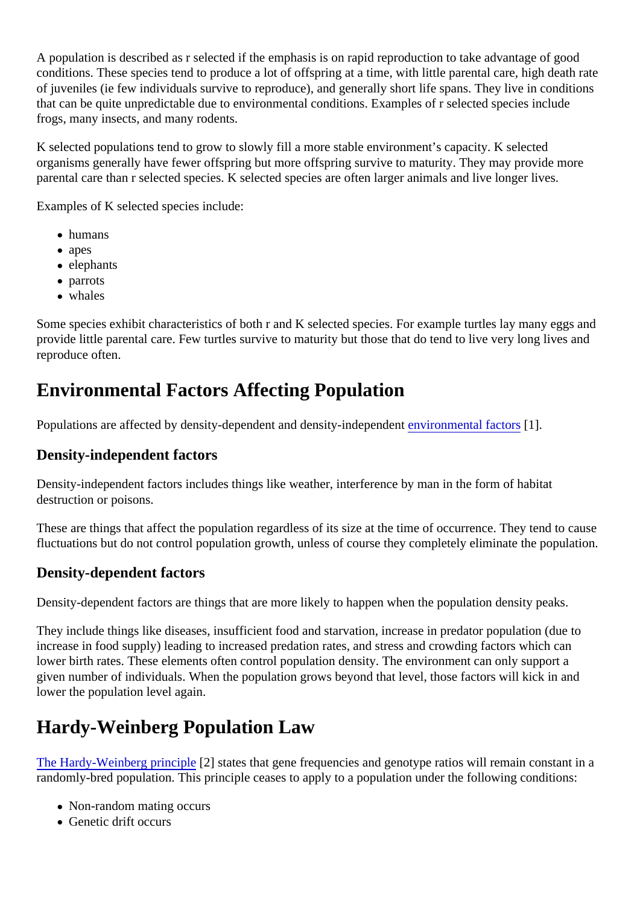A population is described as r selected if the emphasis is on rapid reproduction to take advantage of good conditions. These species tend to produce a lot of offspring at a time, with little parental care, high death rate of juveniles (ie few individuals survive to reproduce), and generally short life spans. They live in conditions that can be quite unpredictable due to environmental conditions. Examples of r selected species include frogs, many insects, and many rodents.

K selected populations tend to grow to slowly fill a more stable environment's capacity. K selected organisms generally have fewer offspring but more offspring survive to maturity. They may provide more parental care than r selected species. K selected species are often larger animals and live longer lives.

Examples of K selected species include:

- humans
- apes
- elephants
- parrots
- whales

Some species exhibit characteristics of both r and K selected species. For example turtles lay many eggs and provide little parental care. Few turtles survive to maturity but those that do tend to live very long lives and reproduce often.

## Environmental Factors Affecting Population

Populations are affected by density-dependent and density-independent environmental factors [1].

### Density-independent factors

Density-independent factors includes things like weather, interference by man in the form of habitat destruction or poisons.

These are things that affect the population regardless of its size at the time of occurrence. They tend to cause fluctuations but do not control population growth, unless of course they completely eliminate the population.

### Density-dependent factors

Density-dependent factors are things that are more likely to happen when the population density peaks.

They include things like diseases, insufficient food and starvation, increase in predator population (due to increase in food supply) leading to increased predation rates, and stress and crowding factors which can lower birth rates. These elements often control population density. The environment can only support a given number of individuals. When the population grows beyond that level, those factors will kick in and lower the population level again.

## Hardy-Weinberg Population Law

The Hardy-Weinberg principle [2] states that gene frequencies and genotype ratios will remain constant in a randomly-bred population. This principle ceases to apply to a population under the following conditions:

- Non-random mating occurs
- Genetic drift occurs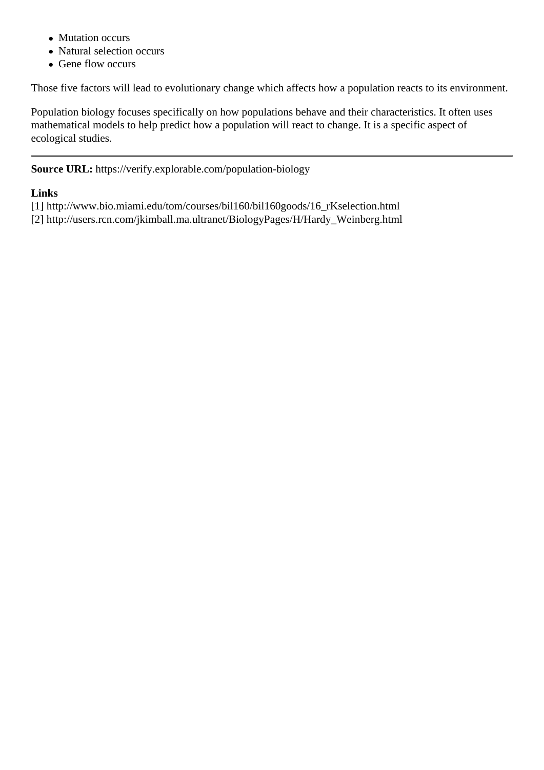- Mutation occurs
- Natural selection occurs
- Gene flow occurs

Those five factors will lead to evolutionary change which affects how a population reacts to its environment.

Population biology focuses specifically on how populations behave and their characteristics. It often uses mathematical models to help predict how a population will react to change. It is a specific aspect of ecological studies.

---

**Source URL:** https://verify.explorable.com/population-biology

**Links**
[1] http://www.bio.miami.edu/tom/courses/bil160/bil160goods/16_rKselection.html
[2] http://users.rcn.com/jkimball.ma.ultranet/BiologyPages/H/Hardy_Weinberg.html